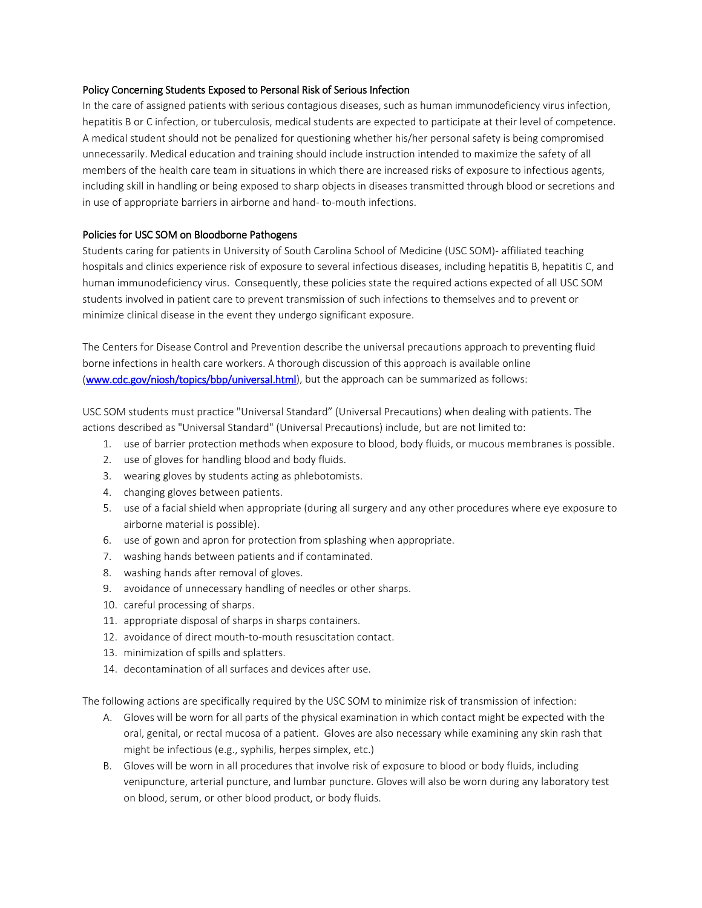## Policy Concerning Students Exposed to Personal Risk of Serious Infection

In the care of assigned patients with serious contagious diseases, such as human immunodeficiency virus infection, hepatitis B or C infection, or tuberculosis, medical students are expected to participate at their level of competence. A medical student should not be penalized for questioning whether his/her personal safety is being compromised unnecessarily. Medical education and training should include instruction intended to maximize the safety of all members of the health care team in situations in which there are increased risks of exposure to infectious agents, including skill in handling or being exposed to sharp objects in diseases transmitted through blood or secretions and in use of appropriate barriers in airborne and hand- to-mouth infections.

## Policies for USC SOM on Bloodborne Pathogens

Students caring for patients in University of South Carolina School of Medicine (USC SOM)- affiliated teaching hospitals and clinics experience risk of exposure to several infectious diseases, including hepatitis B, hepatitis C, and human immunodeficiency virus. Consequently, these policies state the required actions expected of all USC SOM students involved in patient care to prevent transmission of such infections to themselves and to prevent or minimize clinical disease in the event they undergo significant exposure.

The Centers for Disease Control and Prevention describe the universal precautions approach to preventing fluid borne infections in health care workers. A thorough discussion of this approach is available online ([www.cdc.gov/niosh/topics/bbp/universal.html](www.cdc.gov/niosh/topics/bbp/universal.html)), but the approach can be summarized as follows:

USC SOM students must practice "Universal Standard" (Universal Precautions) when dealing with patients. The actions described as "Universal Standard" (Universal Precautions) include, but are not limited to:

1. use of barrier protection methods when exposure to blood, body fluids, or mucous membranes is possible.
2. use of gloves for handling blood and body fluids.
3. wearing gloves by students acting as phlebotomists.
4. changing gloves between patients.
5. use of a facial shield when appropriate (during all surgery and any other procedures where eye exposure to airborne material is possible).
6. use of gown and apron for protection from splashing when appropriate.
7. washing hands between patients and if contaminated.
8. washing hands after removal of gloves.
9. avoidance of unnecessary handling of needles or other sharps.
10. careful processing of sharps.
11. appropriate disposal of sharps in sharps containers.
12. avoidance of direct mouth-to-mouth resuscitation contact.
13. minimization of spills and splatters.
14. decontamination of all surfaces and devices after use.

The following actions are specifically required by the USC SOM to minimize risk of transmission of infection:

A. Gloves will be worn for all parts of the physical examination in which contact might be expected with the oral, genital, or rectal mucosa of a patient. Gloves are also necessary while examining any skin rash that might be infectious (e.g., syphilis, herpes simplex, etc.)
B. Gloves will be worn in all procedures that involve risk of exposure to blood or body fluids, including venipuncture, arterial puncture, and lumbar puncture. Gloves will also be worn during any laboratory test on blood, serum, or other blood product, or body fluids.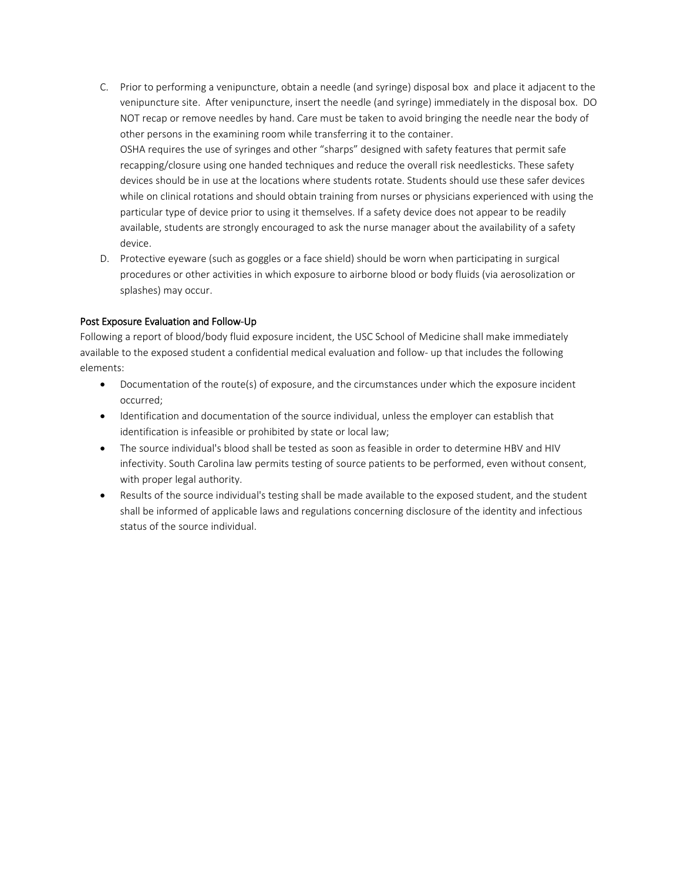C. Prior to performing a venipuncture, obtain a needle (and syringe) disposal box and place it adjacent to the venipuncture site. After venipuncture, insert the needle (and syringe) immediately in the disposal box. DO NOT recap or remove needles by hand. Care must be taken to avoid bringing the needle near the body of other persons in the examining room while transferring it to the container.
   OSHA requires the use of syringes and other "sharps" designed with safety features that permit safe recapping/closure using one handed techniques and reduce the overall risk needlesticks. These safety devices should be in use at the locations where students rotate. Students should use these safer devices while on clinical rotations and should obtain training from nurses or physicians experienced with using the particular type of device prior to using it themselves. If a safety device does not appear to be readily available, students are strongly encouraged to ask the nurse manager about the availability of a safety device.

D. Protective eyeware (such as goggles or a face shield) should be worn when participating in surgical procedures or other activities in which exposure to airborne blood or body fluids (via aerosolization or splashes) may occur.

Post Exposure Evaluation and Follow-Up

Following a report of blood/body fluid exposure incident, the USC School of Medicine shall make immediately available to the exposed student a confidential medical evaluation and follow- up that includes the following elements:

- Documentation of the route(s) of exposure, and the circumstances under which the exposure incident occurred;
- Identification and documentation of the source individual, unless the employer can establish that identification is infeasible or prohibited by state or local law;
- The source individual's blood shall be tested as soon as feasible in order to determine HBV and HIV infectivity. South Carolina law permits testing of source patients to be performed, even without consent, with proper legal authority.
- Results of the source individual's testing shall be made available to the exposed student, and the student shall be informed of applicable laws and regulations concerning disclosure of the identity and infectious status of the source individual.